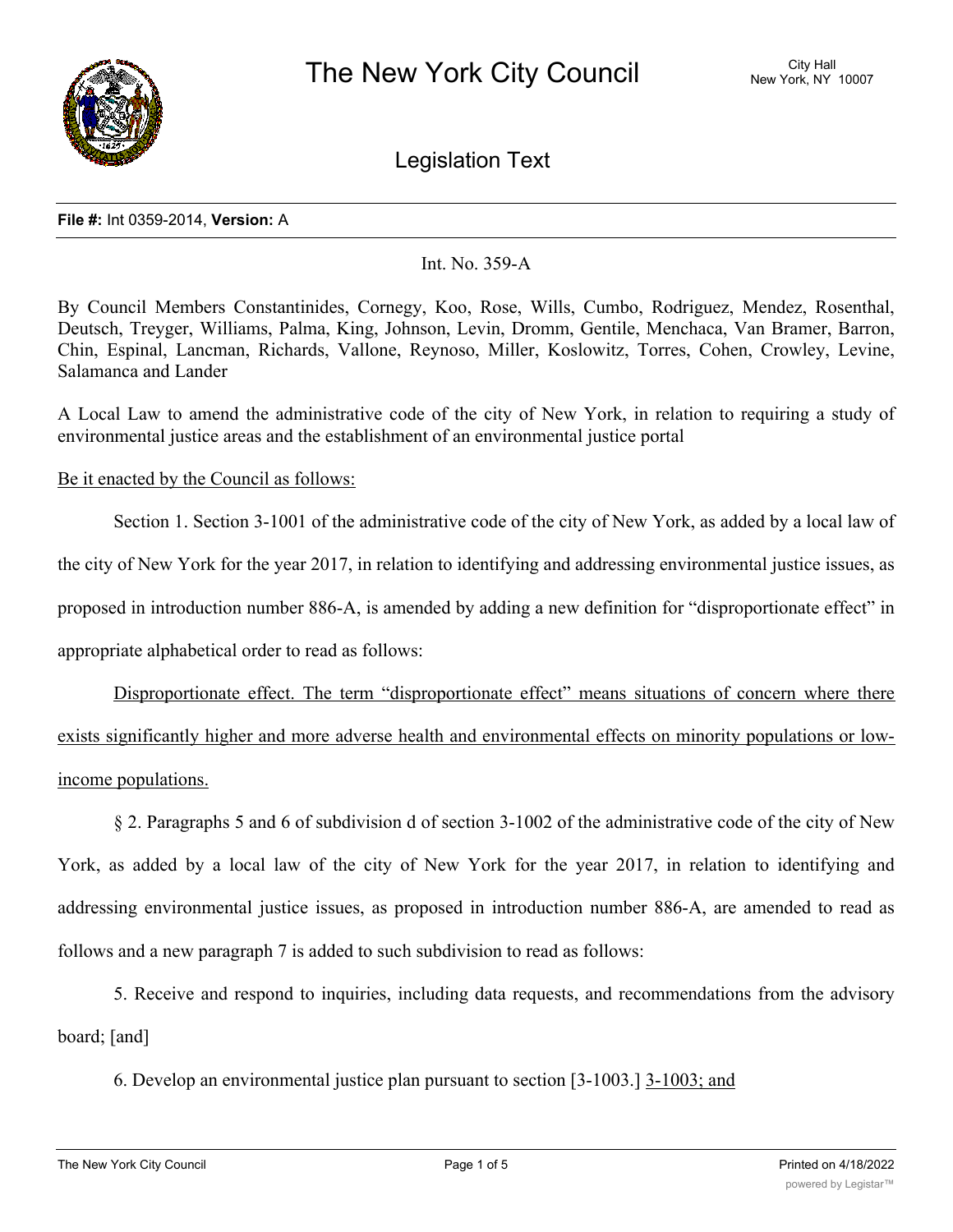# The New York City Council

City Hall
New York, NY 10007

## Legislation Text

**File #:** Int 0359-2014, **Version:** A

Int. No. 359-A

By Council Members Constantinides, Cornegy, Koo, Rose, Wills, Cumbo, Rodriguez, Mendez, Rosenthal, Deutsch, Treyger, Williams, Palma, King, Johnson, Levin, Dromm, Gentile, Menchaca, Van Bramer, Barron, Chin, Espinal, Lancman, Richards, Vallone, Reynoso, Miller, Koslowitz, Torres, Cohen, Crowley, Levine, Salamanca and Lander

A Local Law to amend the administrative code of the city of New York, in relation to requiring a study of environmental justice areas and the establishment of an environmental justice portal

Be it enacted by the Council as follows:

Section 1. Section 3-1001 of the administrative code of the city of New York, as added by a local law of the city of New York for the year 2017, in relation to identifying and addressing environmental justice issues, as proposed in introduction number 886-A, is amended by adding a new definition for "disproportionate effect" in appropriate alphabetical order to read as follows:

Disproportionate effect. The term "disproportionate effect" means situations of concern where there exists significantly higher and more adverse health and environmental effects on minority populations or low-income populations.

§ 2. Paragraphs 5 and 6 of subdivision d of section 3-1002 of the administrative code of the city of New York, as added by a local law of the city of New York for the year 2017, in relation to identifying and addressing environmental justice issues, as proposed in introduction number 886-A, are amended to read as follows and a new paragraph 7 is added to such subdivision to read as follows:

5. Receive and respond to inquiries, including data requests, and recommendations from the advisory board; [and]

6. Develop an environmental justice plan pursuant to section [3-1003.] 3-1003; and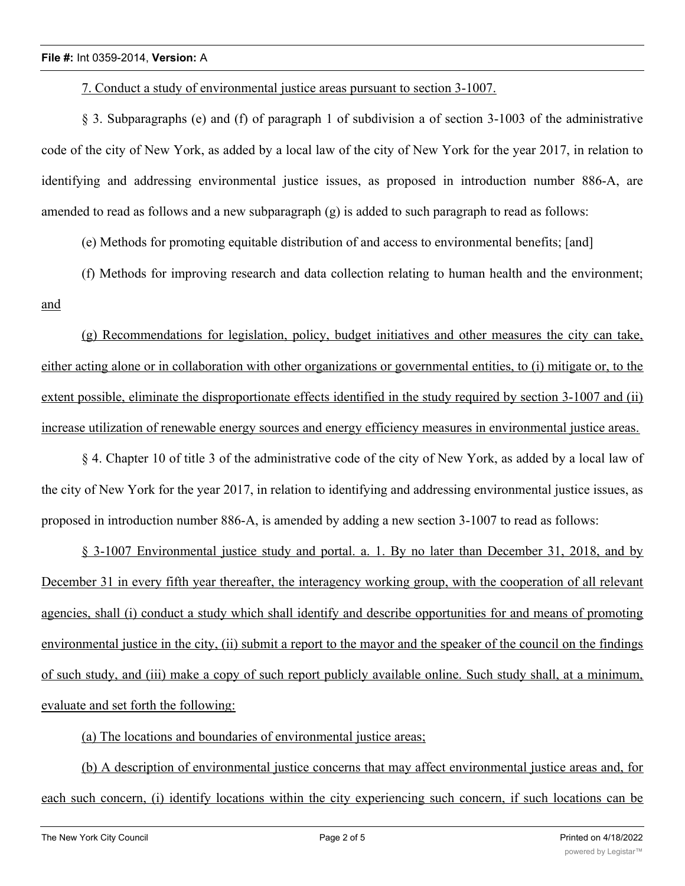7. Conduct a study of environmental justice areas pursuant to section 3-1007.

§ 3. Subparagraphs (e) and (f) of paragraph 1 of subdivision a of section 3-1003 of the administrative code of the city of New York, as added by a local law of the city of New York for the year 2017, in relation to identifying and addressing environmental justice issues, as proposed in introduction number 886-A, are amended to read as follows and a new subparagraph (g) is added to such paragraph to read as follows:

(e) Methods for promoting equitable distribution of and access to environmental benefits; [and]

(f) Methods for improving research and data collection relating to human health and the environment; and

(g) Recommendations for legislation, policy, budget initiatives and other measures the city can take, either acting alone or in collaboration with other organizations or governmental entities, to (i) mitigate or, to the extent possible, eliminate the disproportionate effects identified in the study required by section 3-1007 and (ii) increase utilization of renewable energy sources and energy efficiency measures in environmental justice areas.

§ 4. Chapter 10 of title 3 of the administrative code of the city of New York, as added by a local law of the city of New York for the year 2017, in relation to identifying and addressing environmental justice issues, as proposed in introduction number 886-A, is amended by adding a new section 3-1007 to read as follows:

§ 3-1007 Environmental justice study and portal. a. 1. By no later than December 31, 2018, and by December 31 in every fifth year thereafter, the interagency working group, with the cooperation of all relevant agencies, shall (i) conduct a study which shall identify and describe opportunities for and means of promoting environmental justice in the city, (ii) submit a report to the mayor and the speaker of the council on the findings of such study, and (iii) make a copy of such report publicly available online. Such study shall, at a minimum, evaluate and set forth the following:

(a) The locations and boundaries of environmental justice areas;

(b) A description of environmental justice concerns that may affect environmental justice areas and, for each such concern, (i) identify locations within the city experiencing such concern, if such locations can be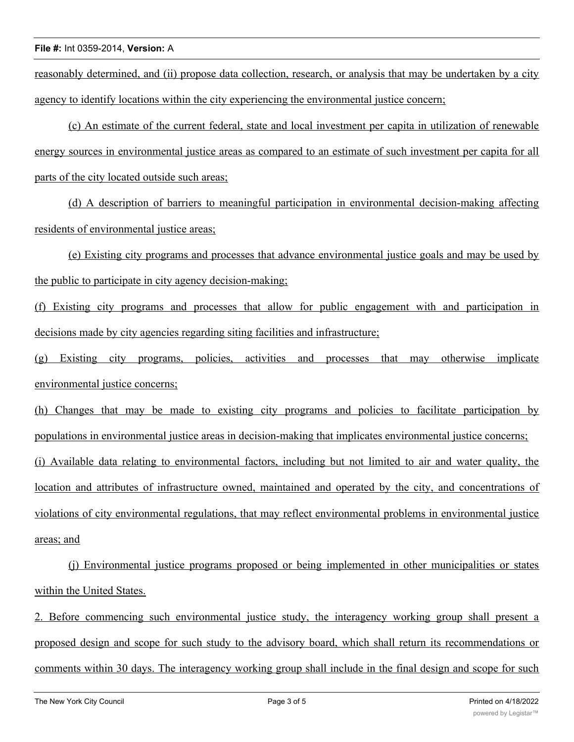reasonably determined, and (ii) propose data collection, research, or analysis that may be undertaken by a city agency to identify locations within the city experiencing the environmental justice concern;

(c) An estimate of the current federal, state and local investment per capita in utilization of renewable energy sources in environmental justice areas as compared to an estimate of such investment per capita for all parts of the city located outside such areas;

(d) A description of barriers to meaningful participation in environmental decision-making affecting residents of environmental justice areas;

(e) Existing city programs and processes that advance environmental justice goals and may be used by the public to participate in city agency decision-making;

(f) Existing city programs and processes that allow for public engagement with and participation in decisions made by city agencies regarding siting facilities and infrastructure;

(g) Existing city programs, policies, activities and processes that may otherwise implicate environmental justice concerns;

(h) Changes that may be made to existing city programs and policies to facilitate participation by populations in environmental justice areas in decision-making that implicates environmental justice concerns;

(i) Available data relating to environmental factors, including but not limited to air and water quality, the location and attributes of infrastructure owned, maintained and operated by the city, and concentrations of violations of city environmental regulations, that may reflect environmental problems in environmental justice areas; and

(j) Environmental justice programs proposed or being implemented in other municipalities or states within the United States.

2. Before commencing such environmental justice study, the interagency working group shall present a proposed design and scope for such study to the advisory board, which shall return its recommendations or comments within 30 days. The interagency working group shall include in the final design and scope for such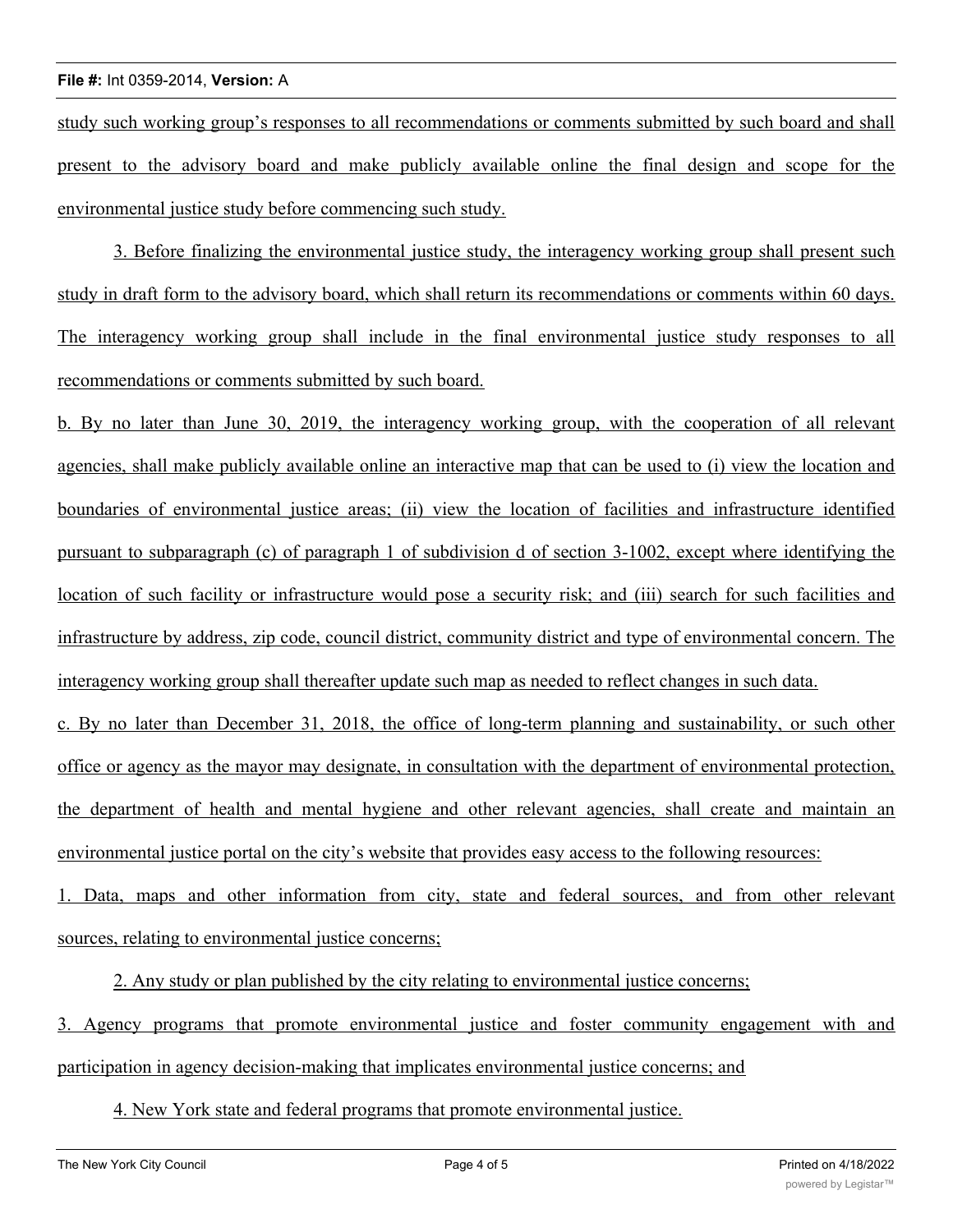study such working group's responses to all recommendations or comments submitted by such board and shall present to the advisory board and make publicly available online the final design and scope for the environmental justice study before commencing such study.

3. Before finalizing the environmental justice study, the interagency working group shall present such study in draft form to the advisory board, which shall return its recommendations or comments within 60 days. The interagency working group shall include in the final environmental justice study responses to all recommendations or comments submitted by such board.

b. By no later than June 30, 2019, the interagency working group, with the cooperation of all relevant agencies, shall make publicly available online an interactive map that can be used to (i) view the location and boundaries of environmental justice areas; (ii) view the location of facilities and infrastructure identified pursuant to subparagraph (c) of paragraph 1 of subdivision d of section 3-1002, except where identifying the location of such facility or infrastructure would pose a security risk; and (iii) search for such facilities and infrastructure by address, zip code, council district, community district and type of environmental concern. The interagency working group shall thereafter update such map as needed to reflect changes in such data.

c. By no later than December 31, 2018, the office of long-term planning and sustainability, or such other office or agency as the mayor may designate, in consultation with the department of environmental protection, the department of health and mental hygiene and other relevant agencies, shall create and maintain an environmental justice portal on the city's website that provides easy access to the following resources:

1. Data, maps and other information from city, state and federal sources, and from other relevant sources, relating to environmental justice concerns;

2. Any study or plan published by the city relating to environmental justice concerns;

3. Agency programs that promote environmental justice and foster community engagement with and participation in agency decision-making that implicates environmental justice concerns; and

4. New York state and federal programs that promote environmental justice.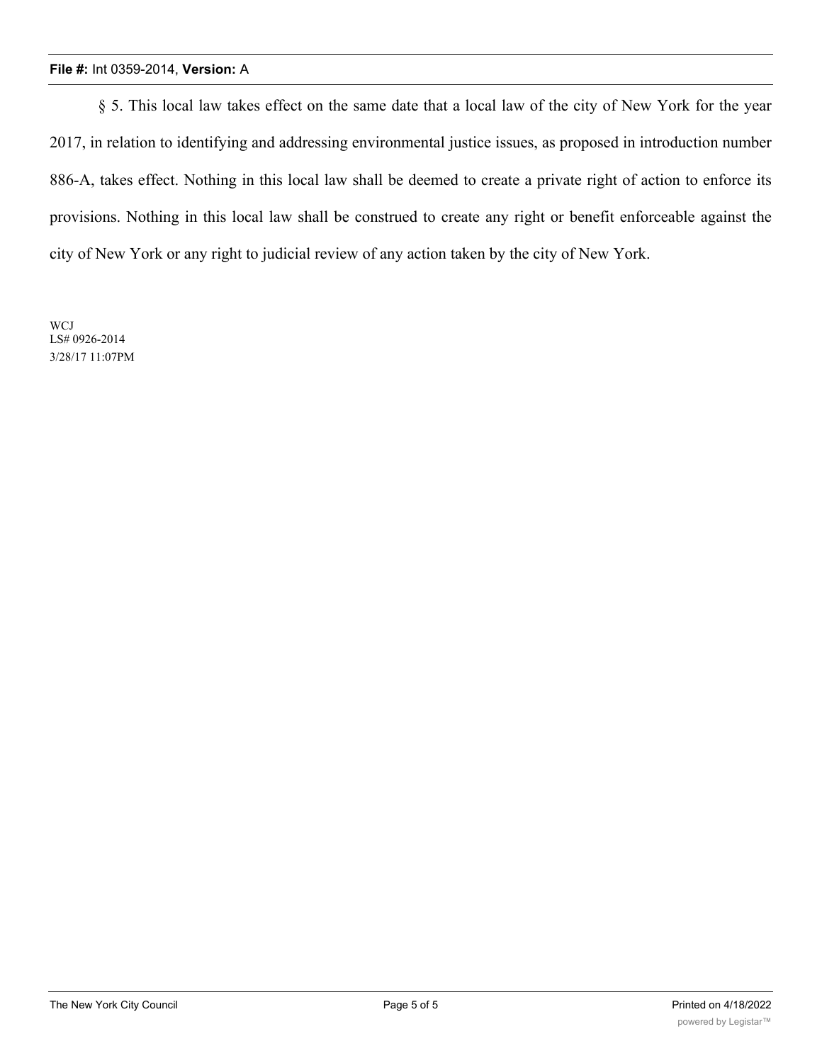§ 5. This local law takes effect on the same date that a local law of the city of New York for the year 2017, in relation to identifying and addressing environmental justice issues, as proposed in introduction number 886-A, takes effect. Nothing in this local law shall be deemed to create a private right of action to enforce its provisions. Nothing in this local law shall be construed to create any right or benefit enforceable against the city of New York or any right to judicial review of any action taken by the city of New York.

WCJ
LS# 0926-2014
3/28/17 11:07PM